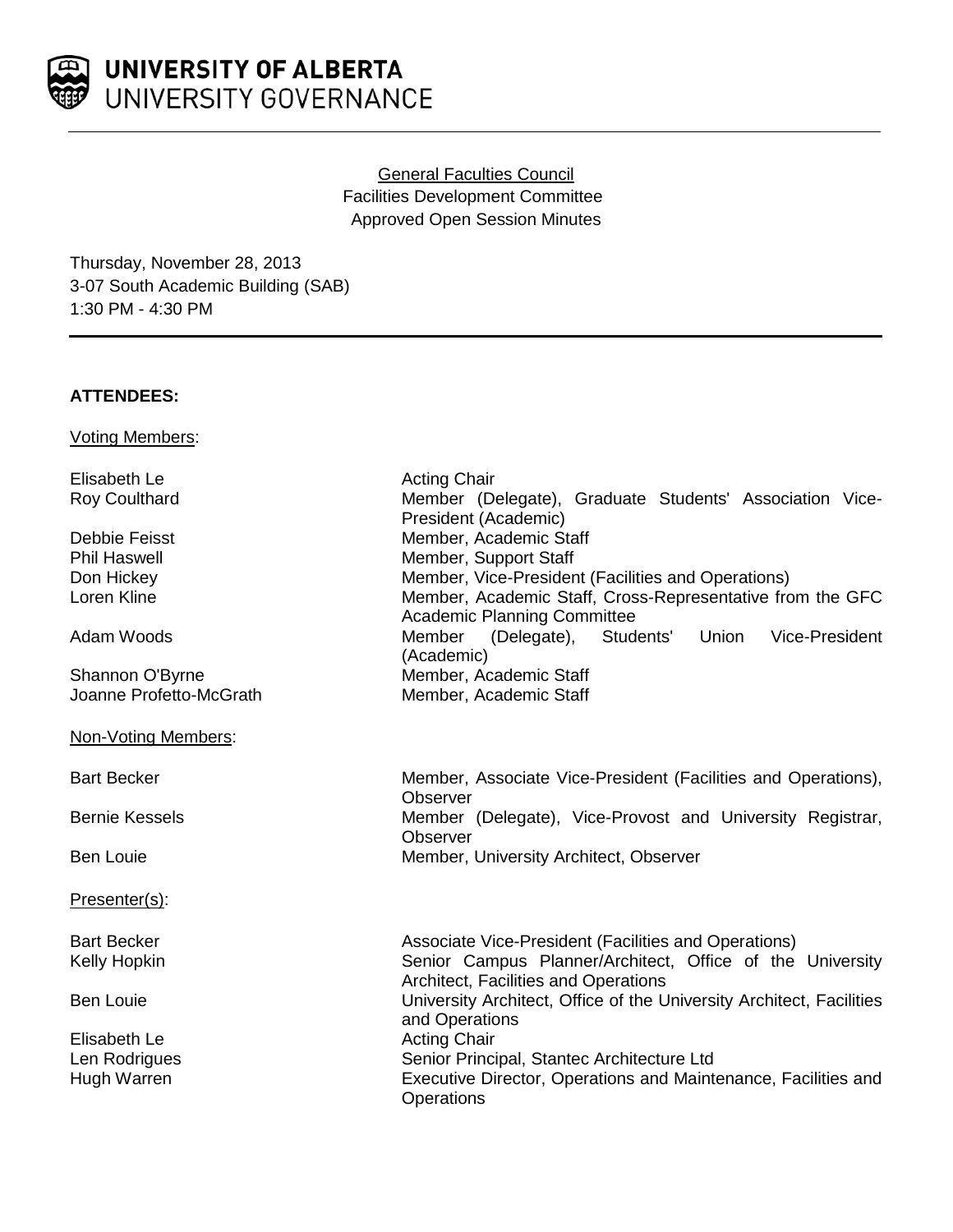UNIVERSITY OF ALBERTA
UNIVERSITY GOVERNANCE

# General Faculties Council
## Facilities Development Committee
### Approved Open Session Minutes

Thursday, November 28, 2013
3-07 South Academic Building (SAB)
1:30 PM - 4:30 PM

**ATTENDEES:**

Voting Members:

| | |
|---|---|
| Elisabeth Le | Acting Chair |
| Roy Coulthard | Member (Delegate), Graduate Students' Association Vice-President (Academic) |
| Debbie Feisst | Member, Academic Staff |
| Phil Haswell | Member, Support Staff |
| Don Hickey | Member, Vice-President (Facilities and Operations) |
| Loren Kline | Member, Academic Staff, Cross-Representative from the GFC Academic Planning Committee |
| Adam Woods | Member (Delegate), Students' Union Vice-President (Academic) |
| Shannon O'Byrne | Member, Academic Staff |
| Joanne Profetto-McGrath | Member, Academic Staff |

Non-Voting Members:

| | |
|---|---|
| Bart Becker | Member, Associate Vice-President (Facilities and Operations), Observer |
| Bernie Kessels | Member (Delegate), Vice-Provost and University Registrar, Observer |
| Ben Louie | Member, University Architect, Observer |

Presenter(s):

| | |
|---|---|
| Bart Becker | Associate Vice-President (Facilities and Operations) |
| Kelly Hopkin | Senior Campus Planner/Architect, Office of the University Architect, Facilities and Operations |
| Ben Louie | University Architect, Office of the University Architect, Facilities and Operations |
| Elisabeth Le | Acting Chair |
| Len Rodrigues | Senior Principal, Stantec Architecture Ltd |
| Hugh Warren | Executive Director, Operations and Maintenance, Facilities and Operations |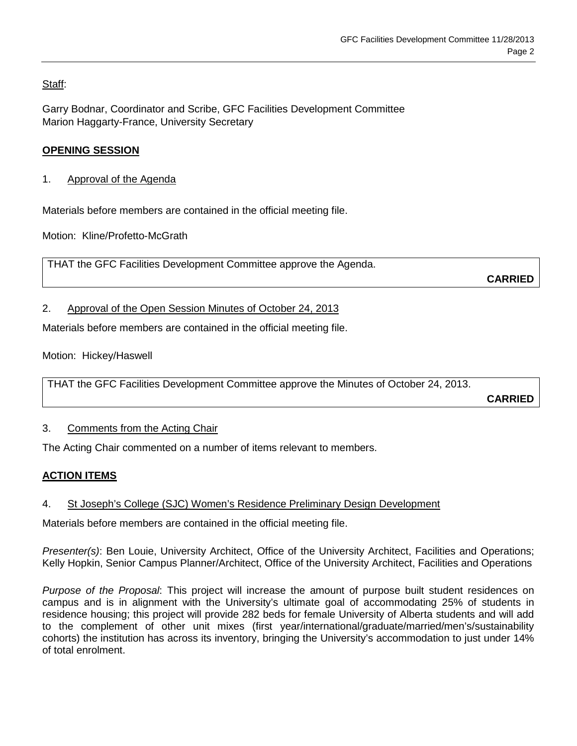Staff:

Garry Bodnar, Coordinator and Scribe, GFC Facilities Development Committee
Marion Haggarty-France, University Secretary

## OPENING SESSION

1. Approval of the Agenda

Materials before members are contained in the official meeting file.

Motion: Kline/Profetto-McGrath

> THAT the GFC Facilities Development Committee approve the Agenda.
>
> **CARRIED**

2. Approval of the Open Session Minutes of October 24, 2013

Materials before members are contained in the official meeting file.

Motion: Hickey/Haswell

> THAT the GFC Facilities Development Committee approve the Minutes of October 24, 2013.
>
> **CARRIED**

3. Comments from the Acting Chair

The Acting Chair commented on a number of items relevant to members.

## ACTION ITEMS

4. St Joseph's College (SJC) Women's Residence Preliminary Design Development

Materials before members are contained in the official meeting file.

*Presenter(s)*: Ben Louie, University Architect, Office of the University Architect, Facilities and Operations; Kelly Hopkin, Senior Campus Planner/Architect, Office of the University Architect, Facilities and Operations

*Purpose of the Proposal*: This project will increase the amount of purpose built student residences on campus and is in alignment with the University's ultimate goal of accommodating 25% of students in residence housing; this project will provide 282 beds for female University of Alberta students and will add to the complement of other unit mixes (first year/international/graduate/married/men's/sustainability cohorts) the institution has across its inventory, bringing the University's accommodation to just under 14% of total enrolment.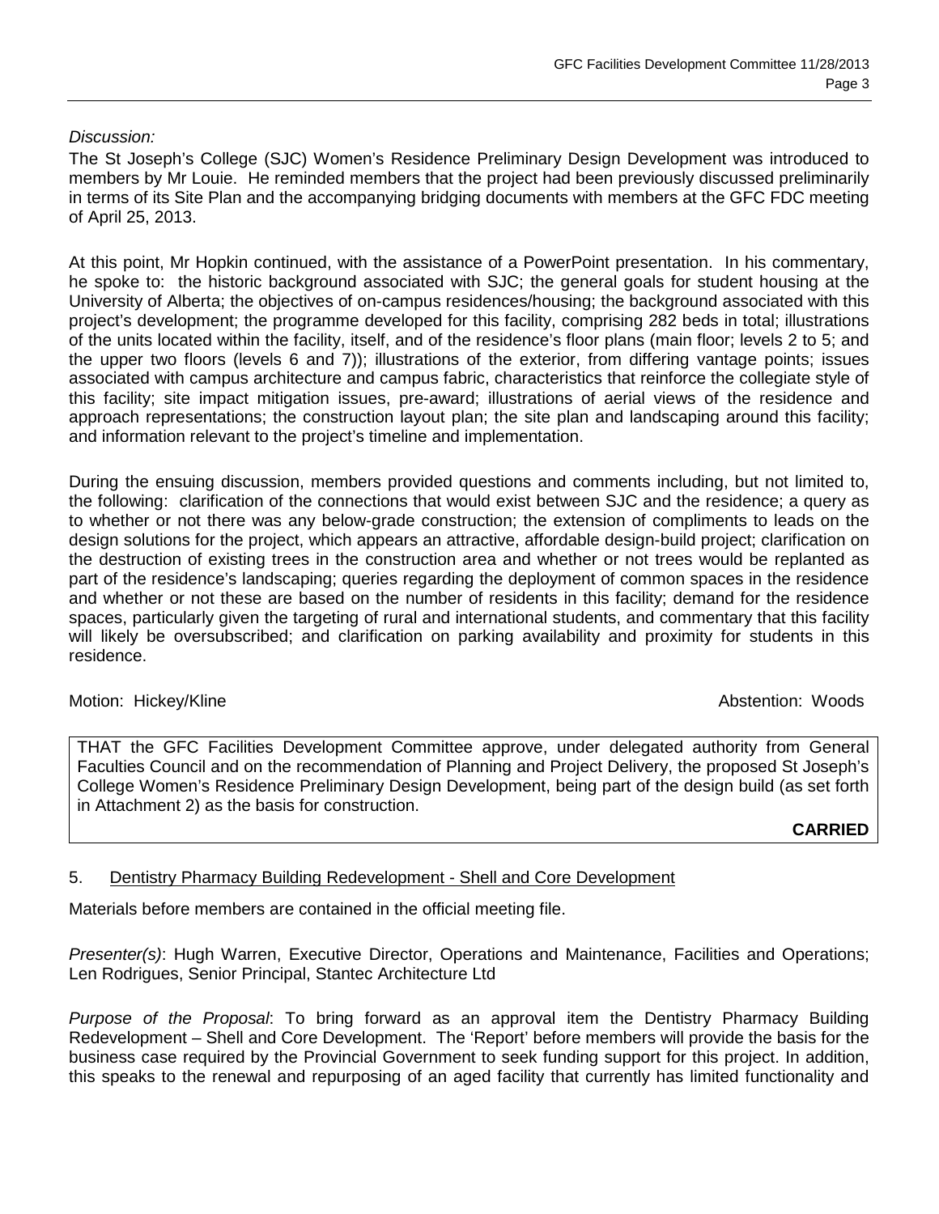*Discussion:*

The St Joseph's College (SJC) Women's Residence Preliminary Design Development was introduced to members by Mr Louie. He reminded members that the project had been previously discussed preliminarily in terms of its Site Plan and the accompanying bridging documents with members at the GFC FDC meeting of April 25, 2013.

At this point, Mr Hopkin continued, with the assistance of a PowerPoint presentation. In his commentary, he spoke to: the historic background associated with SJC; the general goals for student housing at the University of Alberta; the objectives of on-campus residences/housing; the background associated with this project's development; the programme developed for this facility, comprising 282 beds in total; illustrations of the units located within the facility, itself, and of the residence's floor plans (main floor; levels 2 to 5; and the upper two floors (levels 6 and 7)); illustrations of the exterior, from differing vantage points; issues associated with campus architecture and campus fabric, characteristics that reinforce the collegiate style of this facility; site impact mitigation issues, pre-award; illustrations of aerial views of the residence and approach representations; the construction layout plan; the site plan and landscaping around this facility; and information relevant to the project's timeline and implementation.

During the ensuing discussion, members provided questions and comments including, but not limited to, the following: clarification of the connections that would exist between SJC and the residence; a query as to whether or not there was any below-grade construction; the extension of compliments to leads on the design solutions for the project, which appears an attractive, affordable design-build project; clarification on the destruction of existing trees in the construction area and whether or not trees would be replanted as part of the residence's landscaping; queries regarding the deployment of common spaces in the residence and whether or not these are based on the number of residents in this facility; demand for the residence spaces, particularly given the targeting of rural and international students, and commentary that this facility will likely be oversubscribed; and clarification on parking availability and proximity for students in this residence.

Motion: Hickey/Kline     Abstention: Woods

THAT the GFC Facilities Development Committee approve, under delegated authority from General Faculties Council and on the recommendation of Planning and Project Delivery, the proposed St Joseph's College Women's Residence Preliminary Design Development, being part of the design build (as set forth in Attachment 2) as the basis for construction.

**CARRIED**

5. <u>Dentistry Pharmacy Building Redevelopment - Shell and Core Development</u>

Materials before members are contained in the official meeting file.

*Presenter(s)*: Hugh Warren, Executive Director, Operations and Maintenance, Facilities and Operations; Len Rodrigues, Senior Principal, Stantec Architecture Ltd

*Purpose of the Proposal*: To bring forward as an approval item the Dentistry Pharmacy Building Redevelopment – Shell and Core Development. The 'Report' before members will provide the basis for the business case required by the Provincial Government to seek funding support for this project. In addition, this speaks to the renewal and repurposing of an aged facility that currently has limited functionality and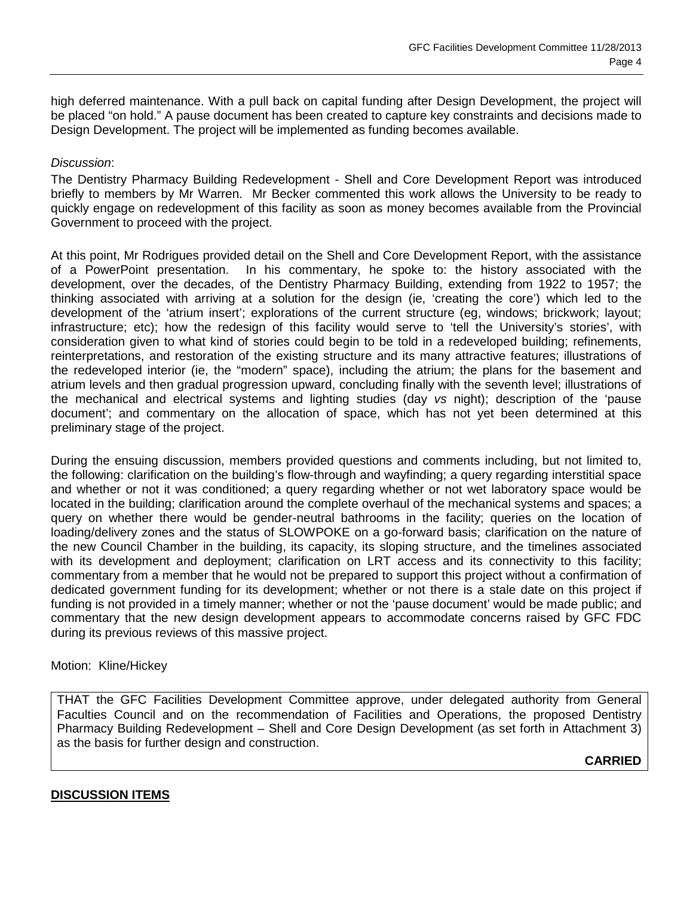high deferred maintenance. With a pull back on capital funding after Design Development, the project will be placed "on hold." A pause document has been created to capture key constraints and decisions made to Design Development. The project will be implemented as funding becomes available.

*Discussion*:

The Dentistry Pharmacy Building Redevelopment - Shell and Core Development Report was introduced briefly to members by Mr Warren. Mr Becker commented this work allows the University to be ready to quickly engage on redevelopment of this facility as soon as money becomes available from the Provincial Government to proceed with the project.

At this point, Mr Rodrigues provided detail on the Shell and Core Development Report, with the assistance of a PowerPoint presentation. In his commentary, he spoke to: the history associated with the development, over the decades, of the Dentistry Pharmacy Building, extending from 1922 to 1957; the thinking associated with arriving at a solution for the design (ie, 'creating the core') which led to the development of the 'atrium insert'; explorations of the current structure (eg, windows; brickwork; layout; infrastructure; etc); how the redesign of this facility would serve to 'tell the University's stories', with consideration given to what kind of stories could begin to be told in a redeveloped building; refinements, reinterpretations, and restoration of the existing structure and its many attractive features; illustrations of the redeveloped interior (ie, the "modern" space), including the atrium; the plans for the basement and atrium levels and then gradual progression upward, concluding finally with the seventh level; illustrations of the mechanical and electrical systems and lighting studies (day *vs* night); description of the 'pause document'; and commentary on the allocation of space, which has not yet been determined at this preliminary stage of the project.

During the ensuing discussion, members provided questions and comments including, but not limited to, the following: clarification on the building's flow-through and wayfinding; a query regarding interstitial space and whether or not it was conditioned; a query regarding whether or not wet laboratory space would be located in the building; clarification around the complete overhaul of the mechanical systems and spaces; a query on whether there would be gender-neutral bathrooms in the facility; queries on the location of loading/delivery zones and the status of SLOWPOKE on a go-forward basis; clarification on the nature of the new Council Chamber in the building, its capacity, its sloping structure, and the timelines associated with its development and deployment; clarification on LRT access and its connectivity to this facility; commentary from a member that he would not be prepared to support this project without a confirmation of dedicated government funding for its development; whether or not there is a stale date on this project if funding is not provided in a timely manner; whether or not the 'pause document' would be made public; and commentary that the new design development appears to accommodate concerns raised by GFC FDC during its previous reviews of this massive project.

Motion: Kline/Hickey

THAT the GFC Facilities Development Committee approve, under delegated authority from General Faculties Council and on the recommendation of Facilities and Operations, the proposed Dentistry Pharmacy Building Redevelopment – Shell and Core Design Development (as set forth in Attachment 3) as the basis for further design and construction.

**CARRIED**

## DISCUSSION ITEMS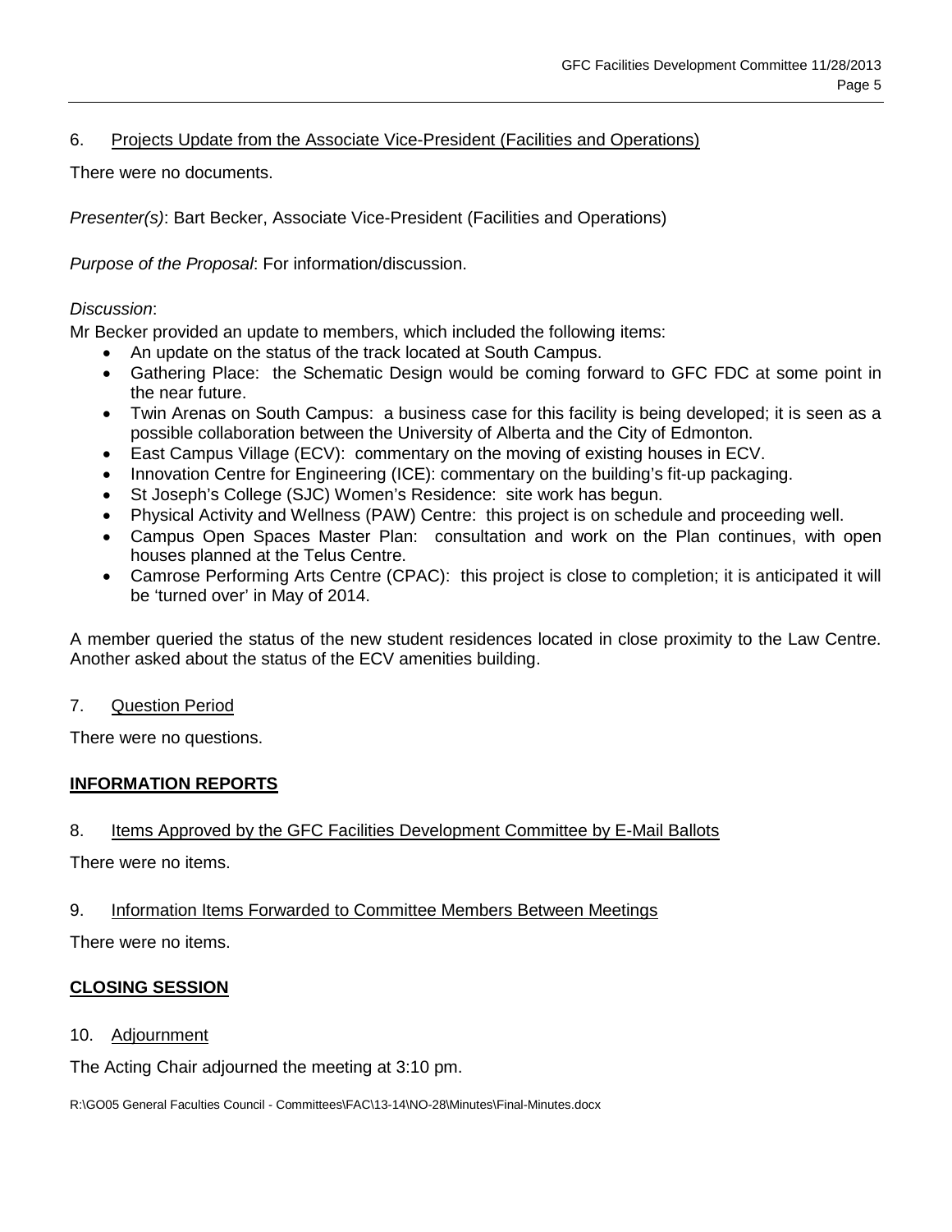6. Projects Update from the Associate Vice-President (Facilities and Operations)

There were no documents.

*Presenter(s)*: Bart Becker, Associate Vice-President (Facilities and Operations)

*Purpose of the Proposal*: For information/discussion.

*Discussion*:
Mr Becker provided an update to members, which included the following items:

- An update on the status of the track located at South Campus.
- Gathering Place: the Schematic Design would be coming forward to GFC FDC at some point in the near future.
- Twin Arenas on South Campus: a business case for this facility is being developed; it is seen as a possible collaboration between the University of Alberta and the City of Edmonton.
- East Campus Village (ECV): commentary on the moving of existing houses in ECV.
- Innovation Centre for Engineering (ICE): commentary on the building's fit-up packaging.
- St Joseph's College (SJC) Women's Residence: site work has begun.
- Physical Activity and Wellness (PAW) Centre: this project is on schedule and proceeding well.
- Campus Open Spaces Master Plan: consultation and work on the Plan continues, with open houses planned at the Telus Centre.
- Camrose Performing Arts Centre (CPAC): this project is close to completion; it is anticipated it will be 'turned over' in May of 2014.

A member queried the status of the new student residences located in close proximity to the Law Centre. Another asked about the status of the ECV amenities building.

7. Question Period

There were no questions.

**INFORMATION REPORTS**

8. Items Approved by the GFC Facilities Development Committee by E-Mail Ballots

There were no items.

9. Information Items Forwarded to Committee Members Between Meetings

There were no items.

**CLOSING SESSION**

10. Adjournment

The Acting Chair adjourned the meeting at 3:10 pm.

R:\GO05 General Faculties Council - Committees\FAC\13-14\NO-28\Minutes\Final-Minutes.docx